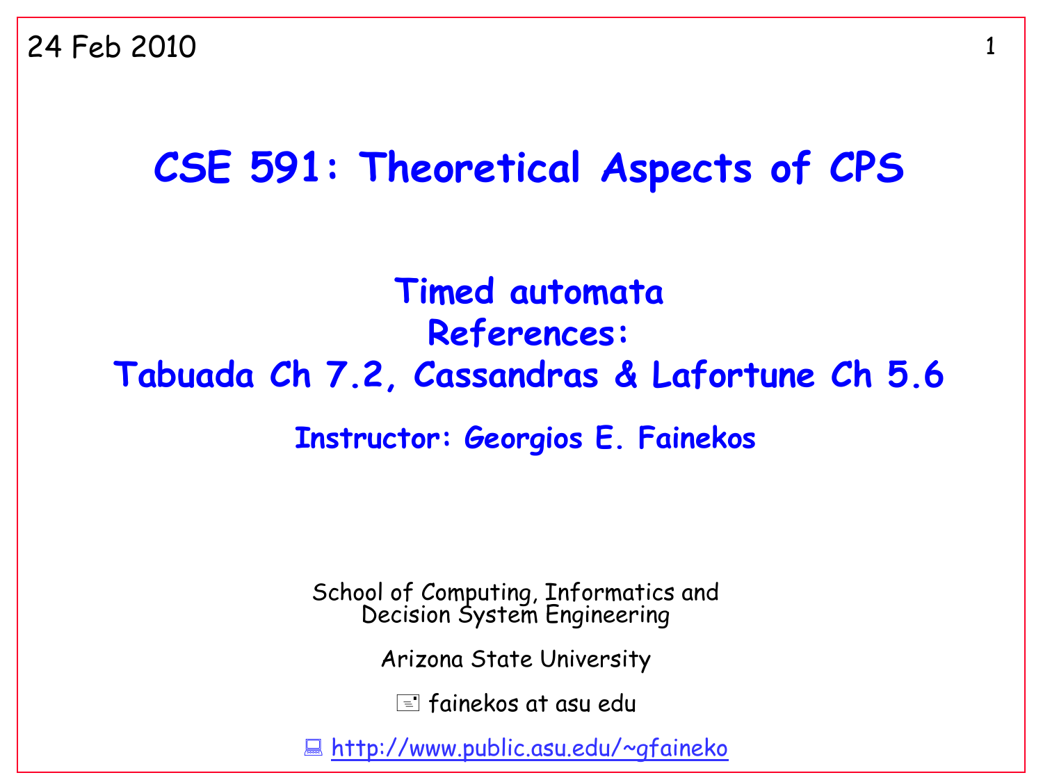24 Feb 2010

# CSE 591: Theoretical Aspects of CPS

## Timed automata
## References:
## Tabuada Ch 7.2, Cassandras & Lafortune Ch 5.6

### Instructor: Georgios E. Fainekos

School of Computing, Informatics and Decision System Engineering

Arizona State University

fainekos at asu edu

http://www.public.asu.edu/~gfaineko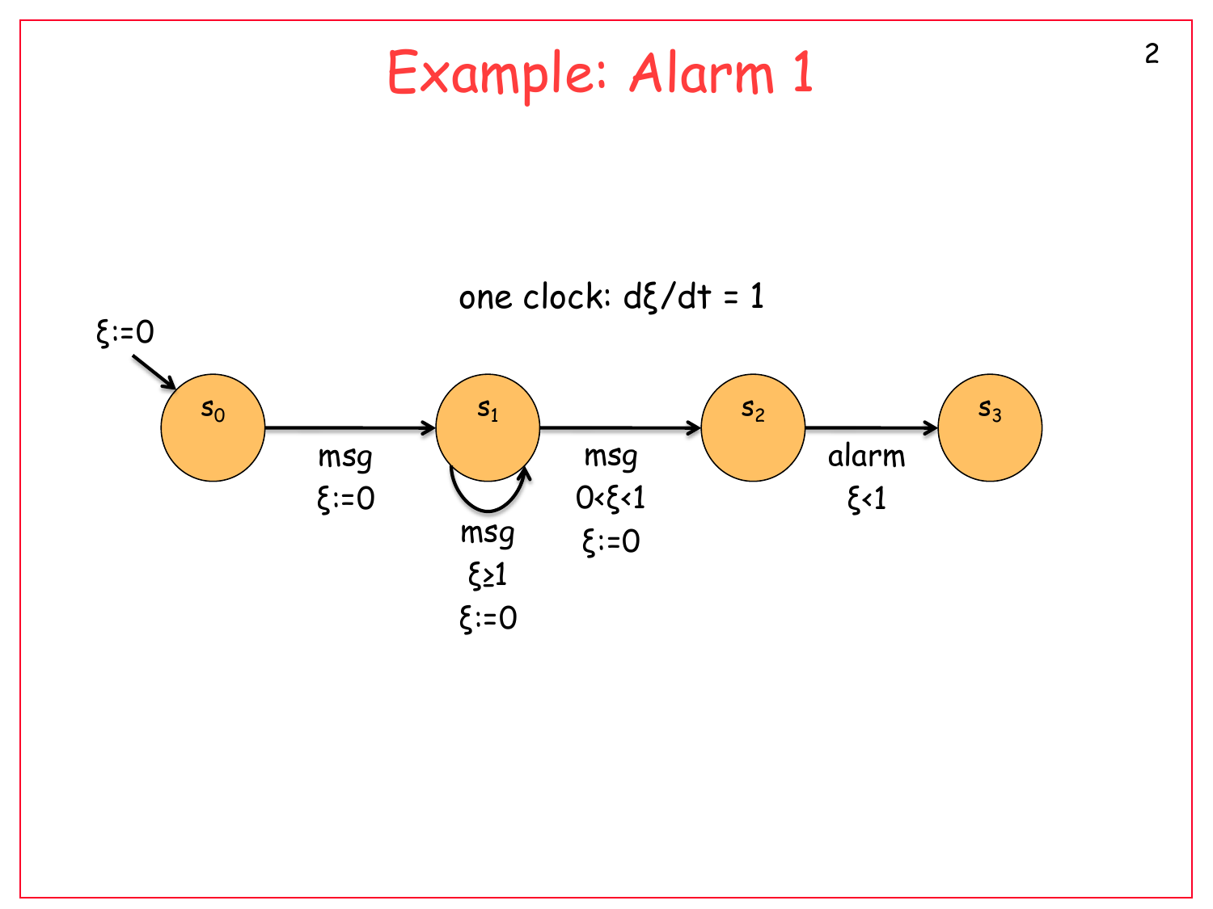# Example: Alarm 1

one clock: $d\xi/dt = 1$

Initial: $\xi := 0$ → $s_0$

- $s_0 \to s_1$: msg, $\xi := 0$
- $s_1 \to s_1$: msg, $\xi \geq 1$, $\xi := 0$
- $s_1 \to s_2$: msg, $0 < \xi < 1$, $\xi := 0$
- $s_2 \to s_3$: alarm, $\xi < 1$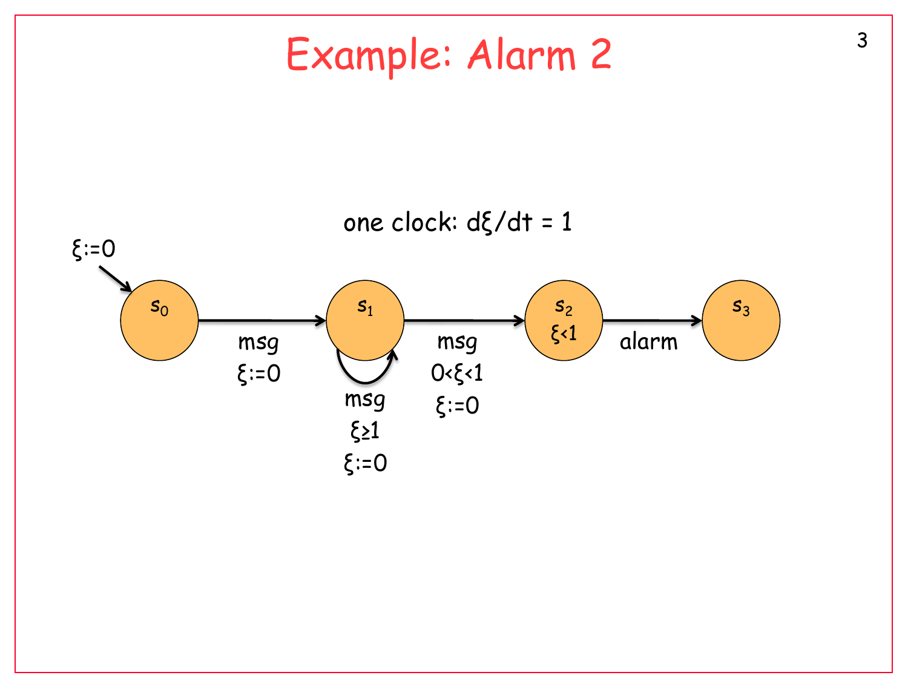# Example: Alarm 2

one clock: $d\xi/dt = 1$

$\xi := 0$

$s_0$

msg
$\xi := 0$

$s_1$

msg
$\xi \geq 1$
$\xi := 0$

msg
$0 < \xi < 1$
$\xi := 0$

$s_2$
$\xi < 1$

alarm

$s_3$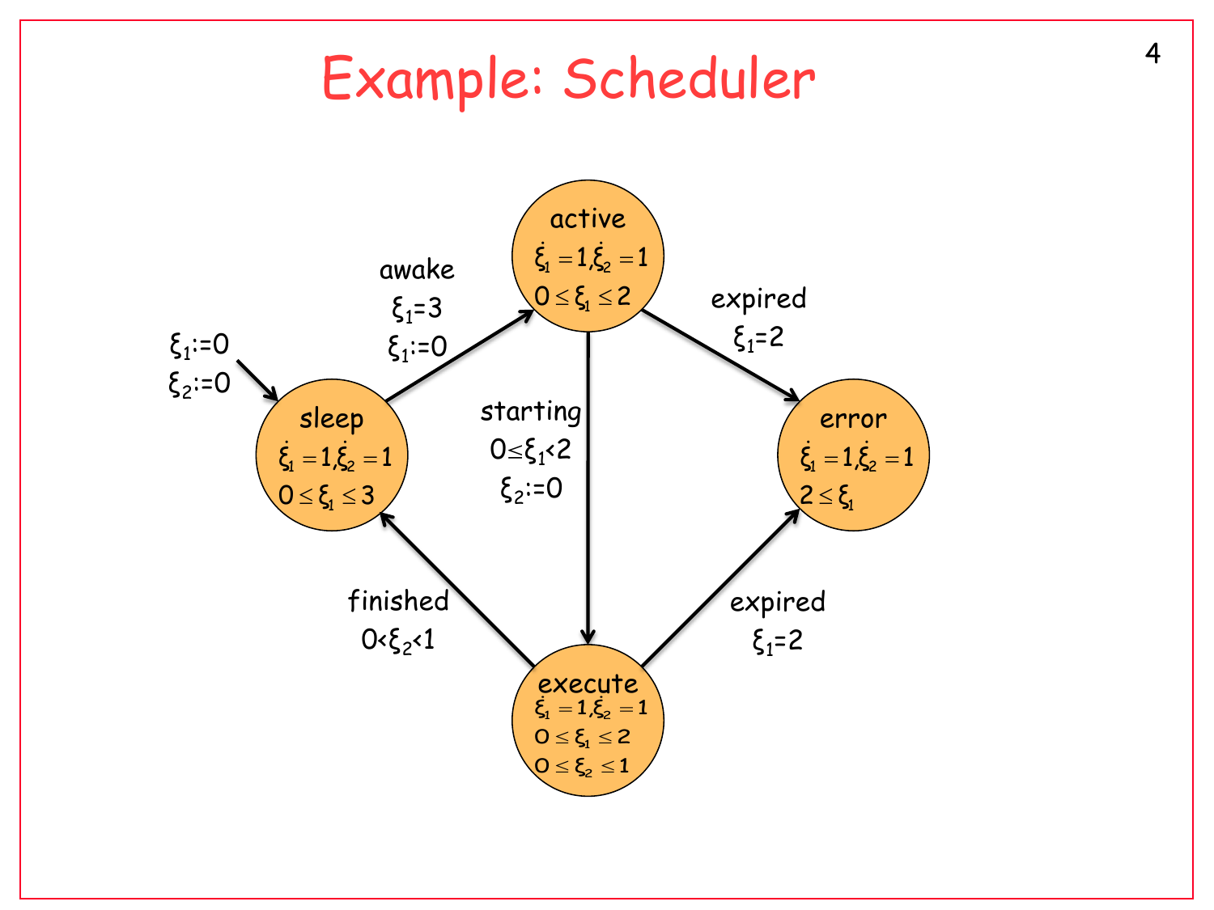# Example: Scheduler

**Initial:** $\xi_1 := 0$, $\xi_2 := 0$ → sleep

**States:**

- **sleep**: $\dot{\xi}_1 = 1, \dot{\xi}_2 = 1$; $0 \le \xi_1 \le 3$
- **active**: $\dot{\xi}_1 = 1, \dot{\xi}_2 = 1$; $0 \le \xi_1 \le 2$
- **execute**: $\dot{\xi}_1 = 1, \dot{\xi}_2 = 1$; $0 \le \xi_1 \le 2$; $0 \le \xi_2 \le 1$
- **error**: $\dot{\xi}_1 = 1, \dot{\xi}_2 = 1$; $2 \le \xi_1$

**Transitions:**

- sleep → active: awake, $\xi_1 = 3$, $\xi_1 := 0$
- active → execute: starting, $0 \le \xi_1 < 2$, $\xi_2 := 0$
- active → error: expired, $\xi_1 = 2$
- execute → sleep: finished, $0 < \xi_2 < 1$
- execute → error: expired, $\xi_1 = 2$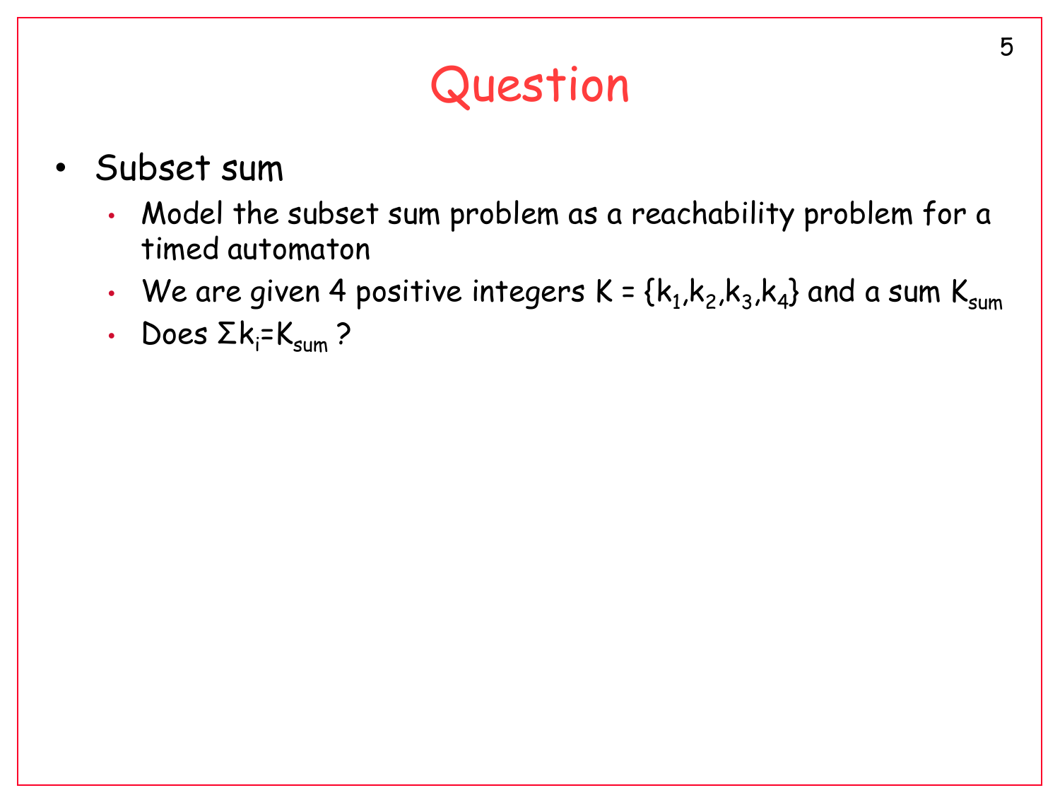# Question

- Subset sum
  - Model the subset sum problem as a reachability problem for a timed automaton
  - We are given 4 positive integers $K = \{k_1, k_2, k_3, k_4\}$ and a sum $K_{sum}$
  - Does $\Sigma k_i = K_{sum}$ ?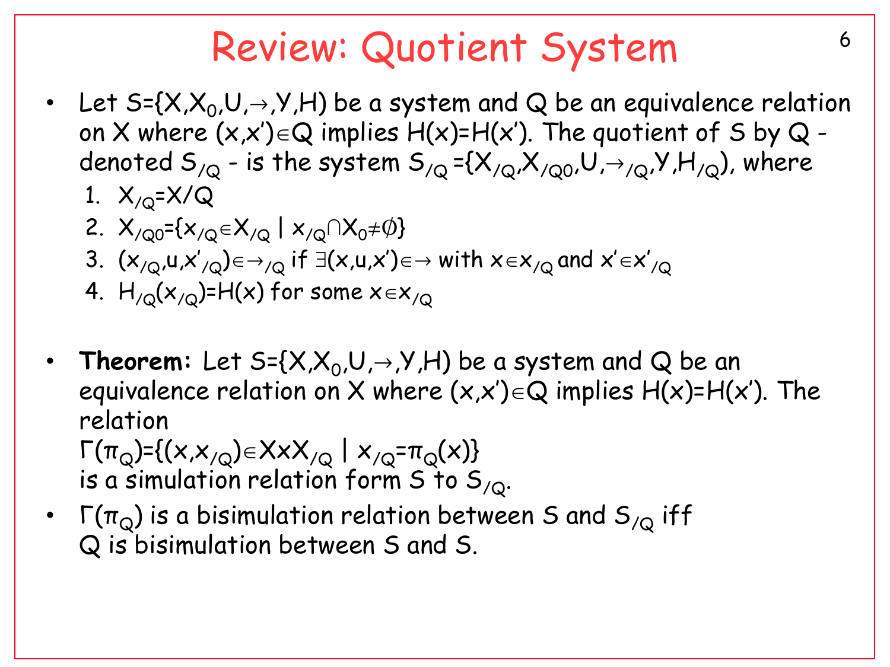# Review: Quotient System

- Let $S=\{X,X_0,U,\rightarrow,Y,H)$ be a system and Q be an equivalence relation on X where $(x,x')\in Q$ implies $H(x)=H(x')$. The quotient of S by Q - denoted $S_{/Q}$ - is the system $S_{/Q}=\{X_{/Q},X_{/Q0},U,\rightarrow_{/Q},Y,H_{/Q})$, where
  1. $X_{/Q}=X/Q$
  2. $X_{/Q0}=\{x_{/Q}\in X_{/Q} \mid x_{/Q}\cap X_0\neq\emptyset\}$
  3. $(x_{/Q},u,x'_{/Q})\in\rightarrow_{/Q}$ if $\exists(x,u,x')\in\rightarrow$ with $x\in x_{/Q}$ and $x'\in x'_{/Q}$
  4. $H_{/Q}(x_{/Q})=H(x)$ for some $x\in x_{/Q}$

- **Theorem:** Let $S=\{X,X_0,U,\rightarrow,Y,H)$ be a system and Q be an equivalence relation on X where $(x,x')\in Q$ implies $H(x)=H(x')$. The relation $\Gamma(\pi_Q)=\{(x,x_{/Q})\in X\times X_{/Q} \mid x_{/Q}=\pi_Q(x)\}$ is a simulation relation form S to $S_{/Q}$.
- $\Gamma(\pi_Q)$ is a bisimulation relation between S and $S_{/Q}$ iff Q is bisimulation between S and S.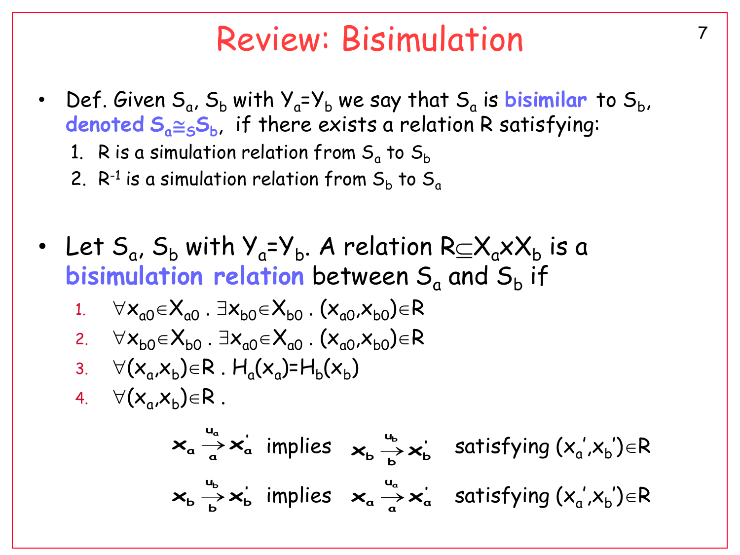# Review: Bisimulation

- Def. Given $S_a$, $S_b$ with $Y_a$=$Y_b$ we say that $S_a$ is **bisimilar** to $S_b$, **denoted $S_a \cong_S S_b$**, if there exists a relation R satisfying:
  1. R is a simulation relation from $S_a$ to $S_b$
  2. $R^{-1}$ is a simulation relation from $S_b$ to $S_a$

- Let $S_a$, $S_b$ with $Y_a$=$Y_b$. A relation $R \subseteq X_a \times X_b$ is a **bisimulation relation** between $S_a$ and $S_b$ if
  1. $\forall x_{a0} \in X_{a0} \,.\, \exists x_{b0} \in X_{b0} \,.\, (x_{a0}, x_{b0}) \in R$
  2. $\forall x_{b0} \in X_{b0} \,.\, \exists x_{a0} \in X_{a0} \,.\, (x_{a0}, x_{b0}) \in R$
  3. $\forall (x_a, x_b) \in R \,.\, H_a(x_a) = H_b(x_b)$
  4. $\forall (x_a, x_b) \in R$ .

$$x_a \xrightarrow[a]{u_a} x_a' \text{ implies } x_b \xrightarrow[b]{u_b} x_b' \text{ satisfying } (x_a', x_b') \in R$$

$$x_b \xrightarrow[b]{u_b} x_b' \text{ implies } x_a \xrightarrow[a]{u_a} x_a' \text{ satisfying } (x_a', x_b') \in R$$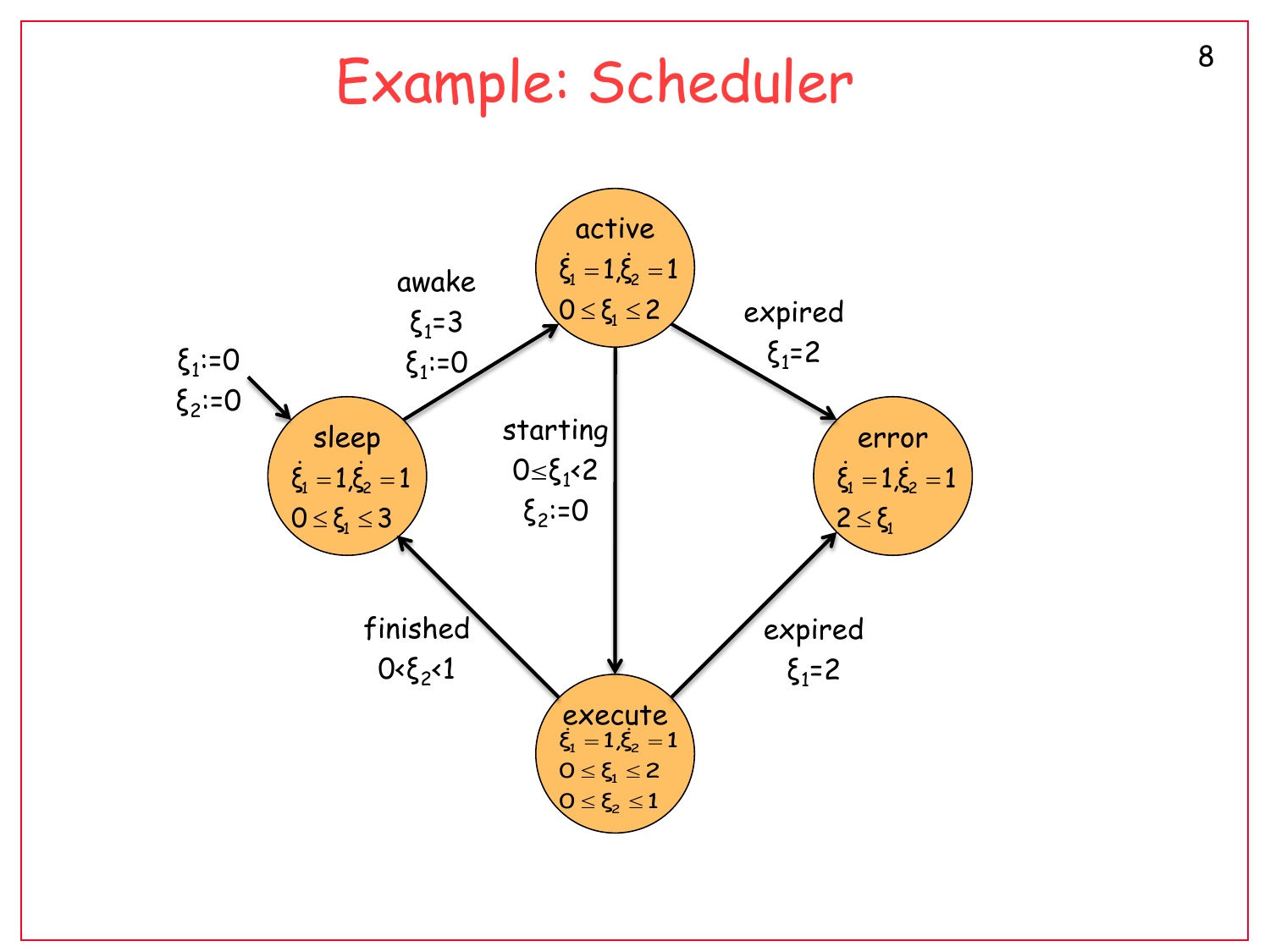# Example: Scheduler

Initial: $\xi_1 := 0$, $\xi_2 := 0$ → **sleep**

**sleep**
- $\dot{\xi}_1 = 1, \dot{\xi}_2 = 1$
- $0 \leq \xi_1 \leq 3$

**active**
- $\dot{\xi}_1 = 1, \dot{\xi}_2 = 1$
- $0 \leq \xi_1 \leq 2$

**execute**
- $\dot{\xi}_1 = 1, \dot{\xi}_2 = 1$
- $0 \leq \xi_1 \leq 2$
- $0 \leq \xi_2 \leq 1$

**error**
- $\dot{\xi}_1 = 1, \dot{\xi}_2 = 1$
- $2 \leq \xi_1$

Transitions:
- sleep → active: awake, $\xi_1 = 3$, $\xi_1 := 0$
- active → execute: starting, $0 \leq \xi_1 < 2$, $\xi_2 := 0$
- active → error: expired, $\xi_1 = 2$
- execute → sleep: finished, $0 < \xi_2 < 1$
- execute → error: expired, $\xi_1 = 2$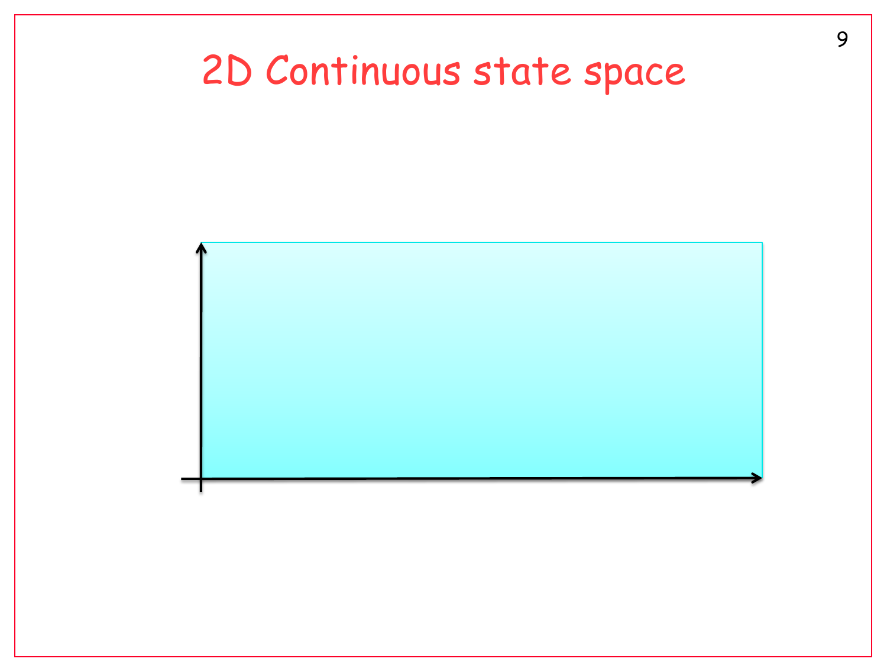# 2D Continuous state space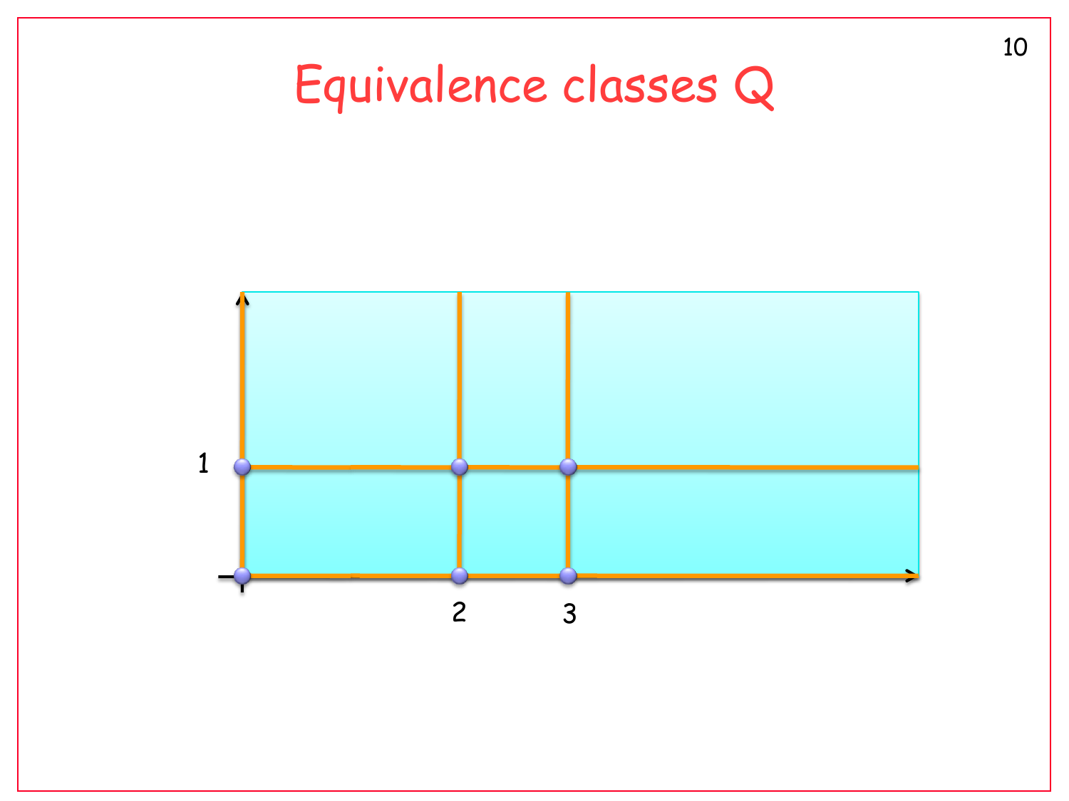# Equivalence classes Q

1

2 3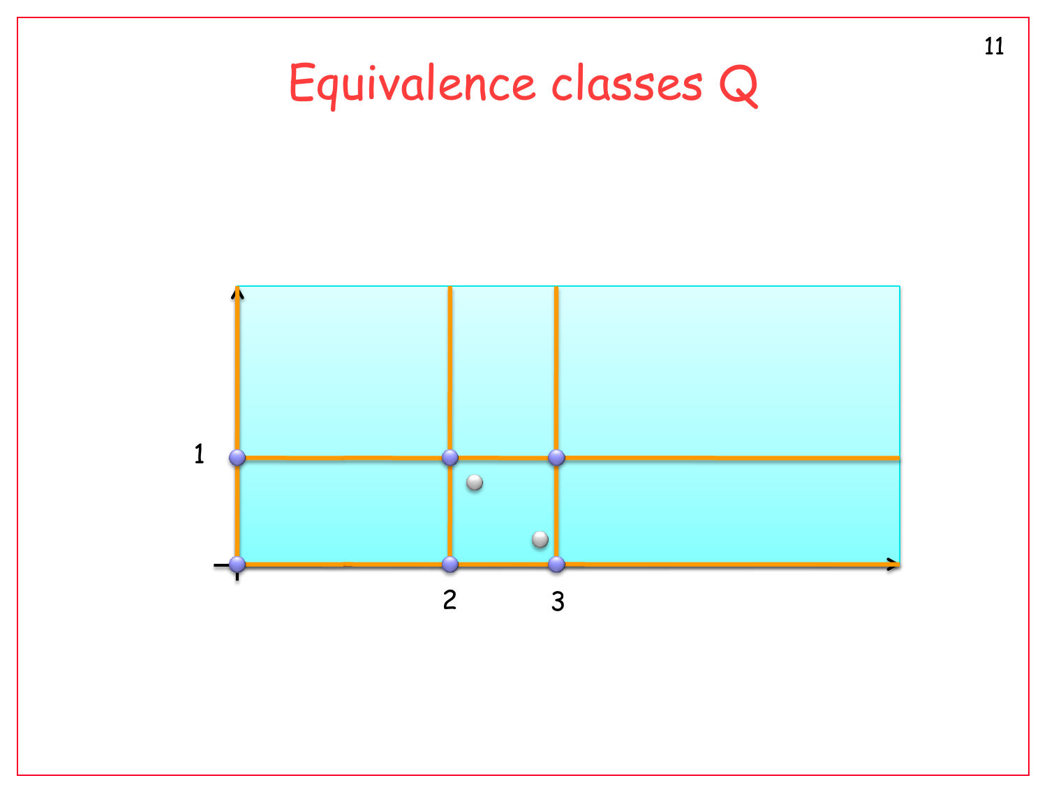# Equivalence classes Q

1

2

3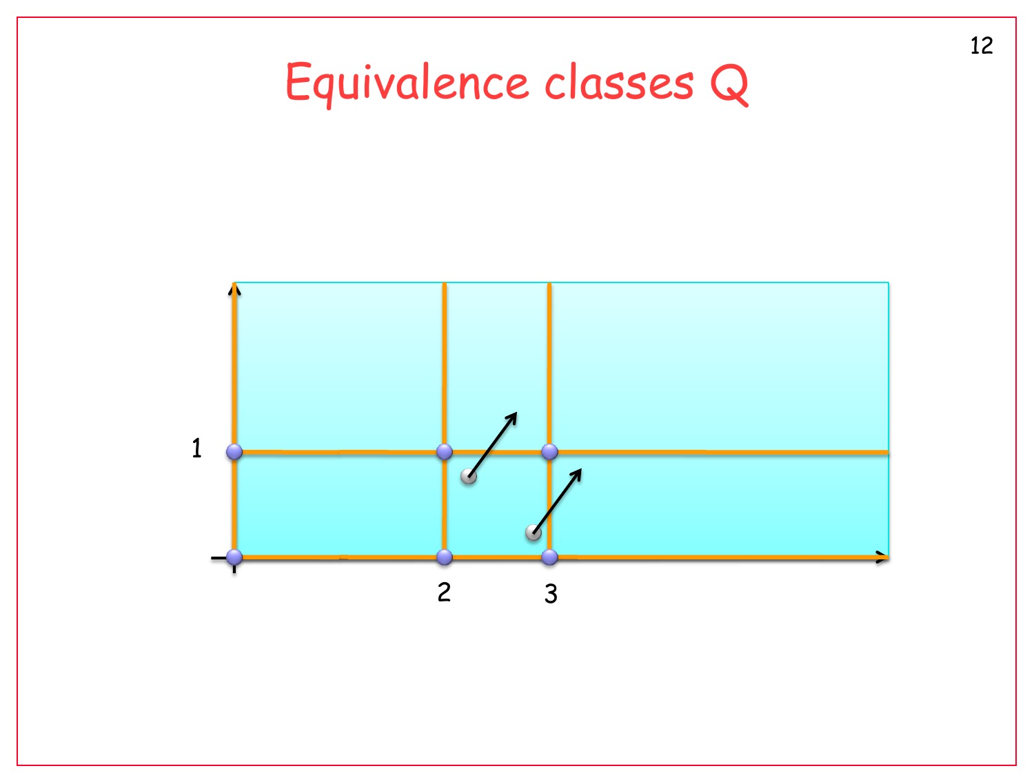# Equivalence classes Q

1

2

3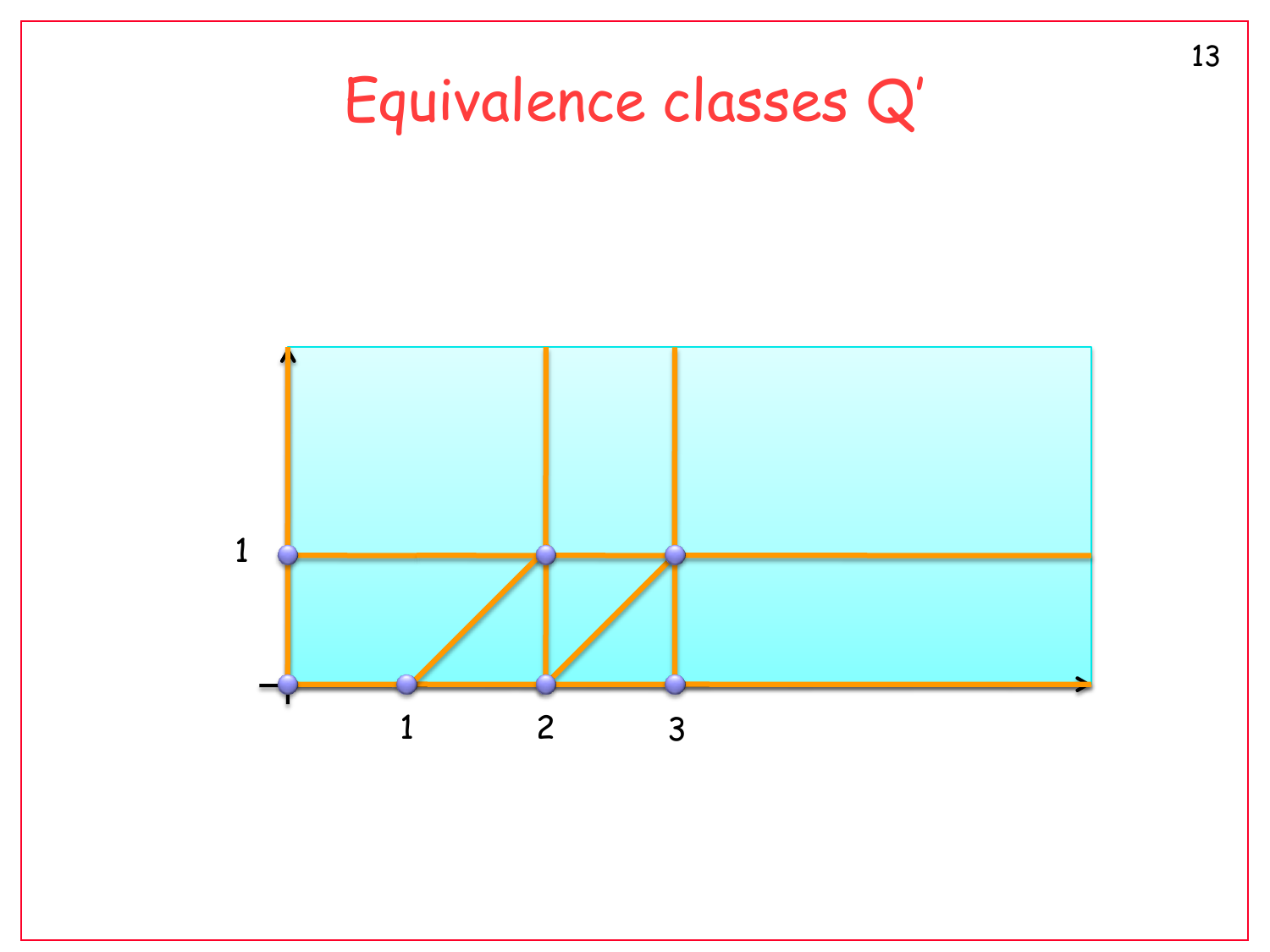# Equivalence classes Q'

1

1 2 3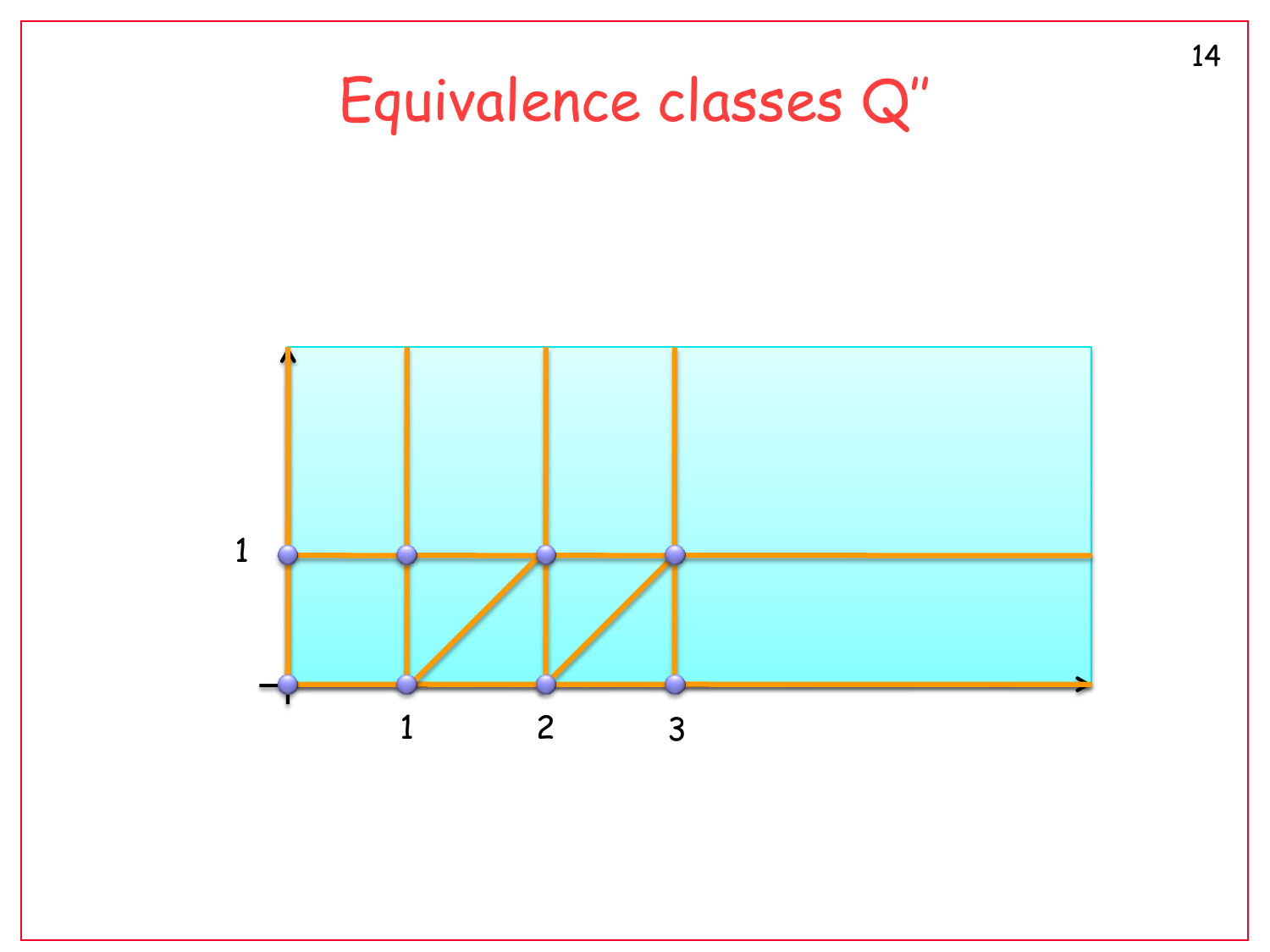# Equivalence classes Q''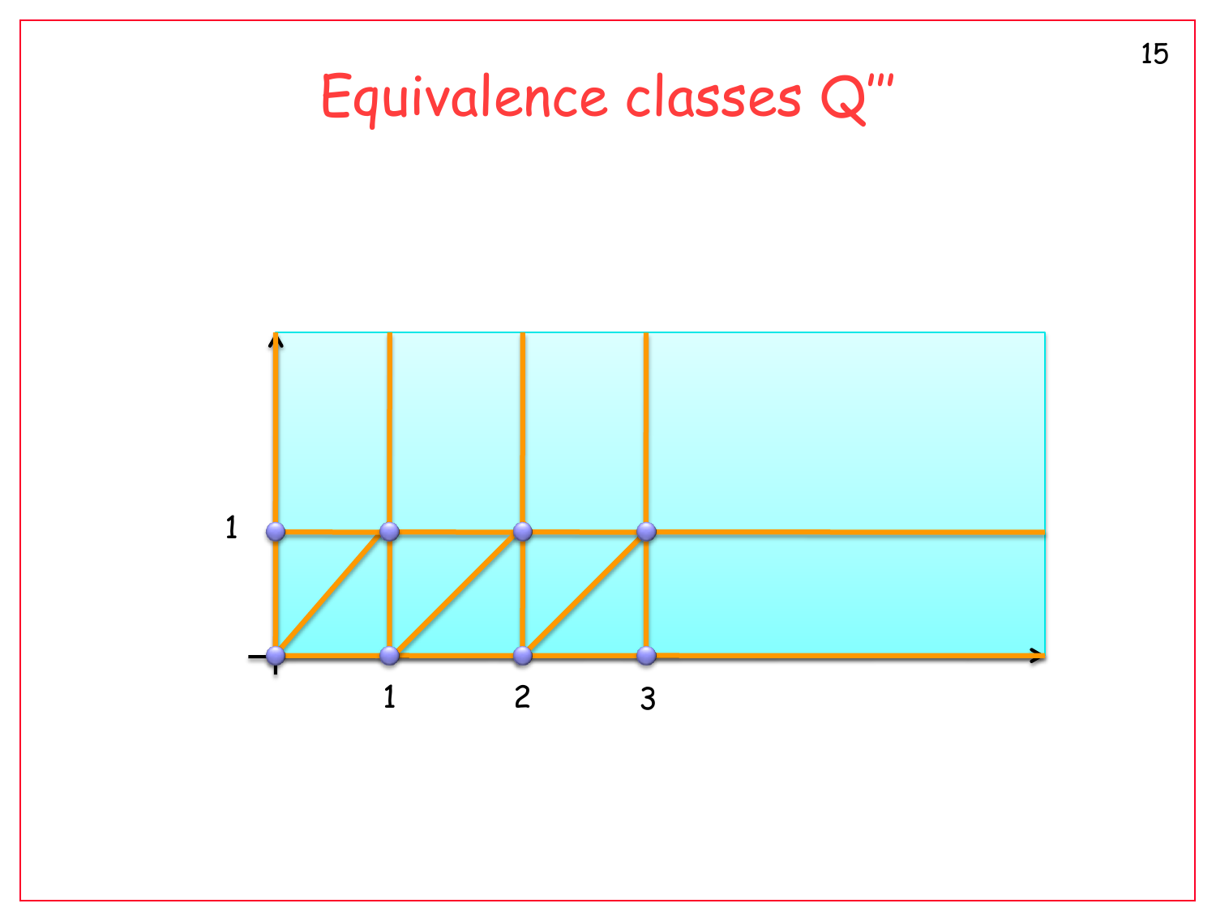# Equivalence classes Q'''

1

1 2 3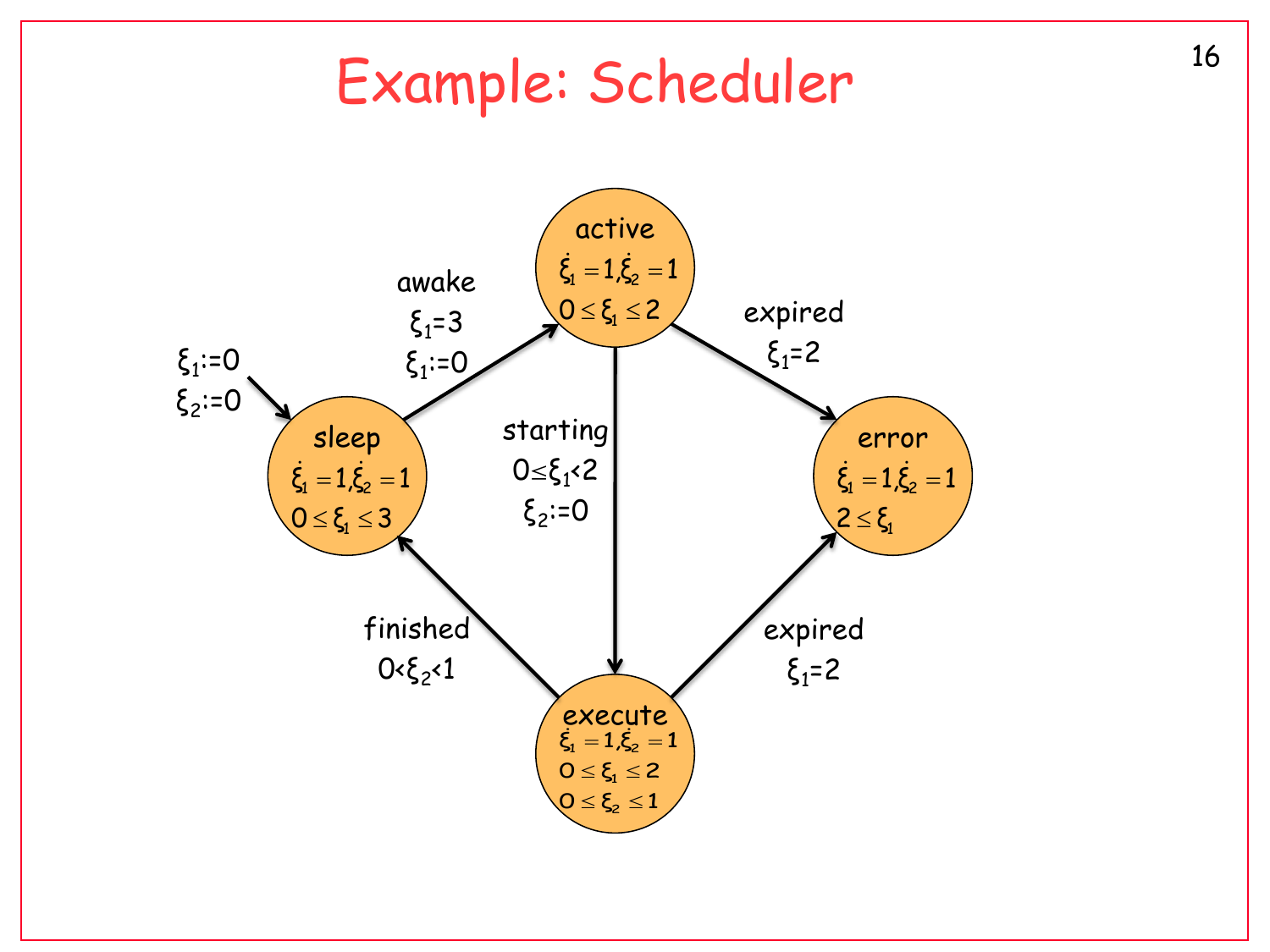# Example: Scheduler

Initial: $\xi_1 := 0$, $\xi_2 := 0$

**sleep**
$\dot{\xi}_1 = 1, \dot{\xi}_2 = 1$
$0 \le \xi_1 \le 3$

**active**
$\dot{\xi}_1 = 1, \dot{\xi}_2 = 1$
$0 \le \xi_1 \le 2$

**execute**
$\dot{\xi}_1 = 1, \dot{\xi}_2 = 1$
$0 \le \xi_1 \le 2$
$0 \le \xi_2 \le 1$

**error**
$\dot{\xi}_1 = 1, \dot{\xi}_2 = 1$
$2 \le \xi_1$

Transitions:

- sleep → active: awake, $\xi_1 = 3$, $\xi_1 := 0$
- active → execute: starting, $0 \le \xi_1 < 2$, $\xi_2 := 0$
- active → error: expired, $\xi_1 = 2$
- execute → sleep: finished, $0 < \xi_2 < 1$
- execute → error: expired, $\xi_1 = 2$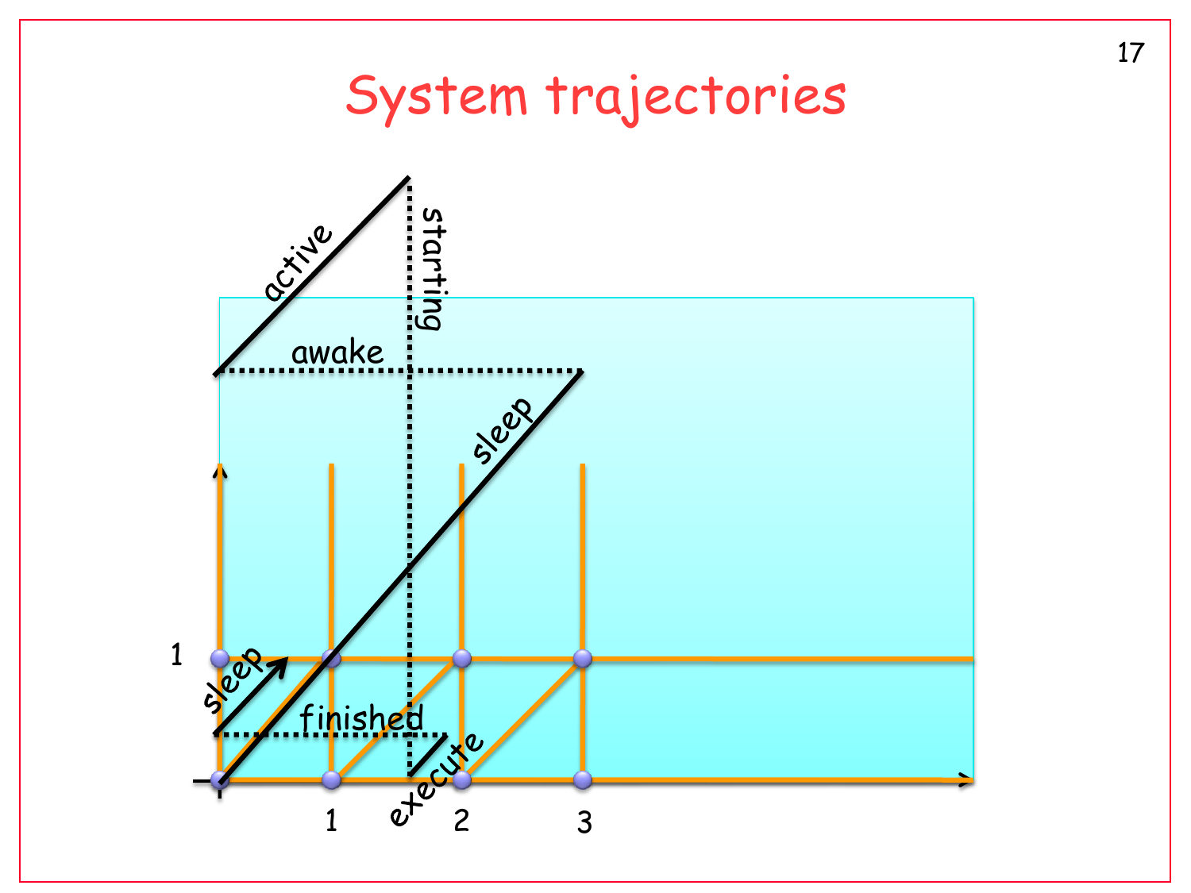# System trajectories

active

starting

awake

sleep

1

sleep

finished

execute

1

2

3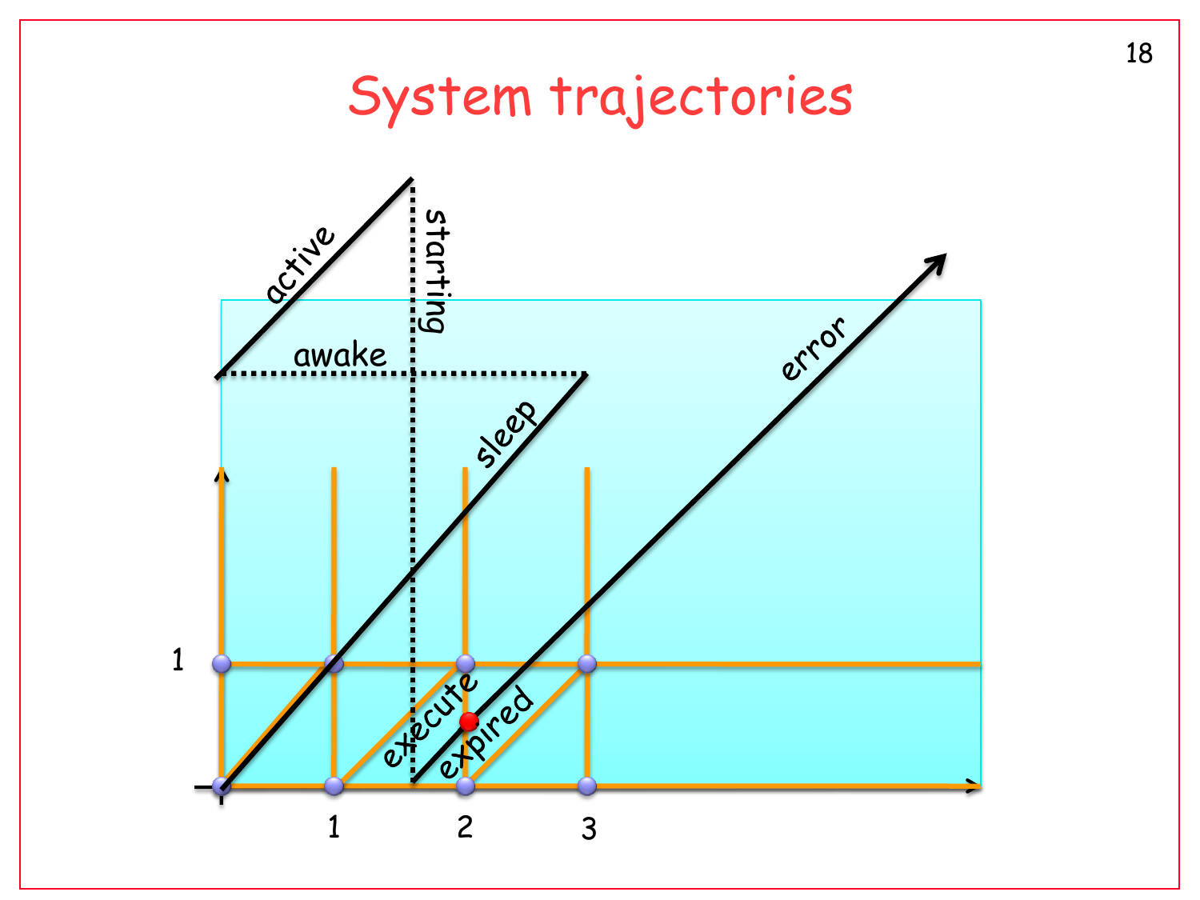# System trajectories

active

starting

awake

sleep

error

execute

expired

1

1 2 3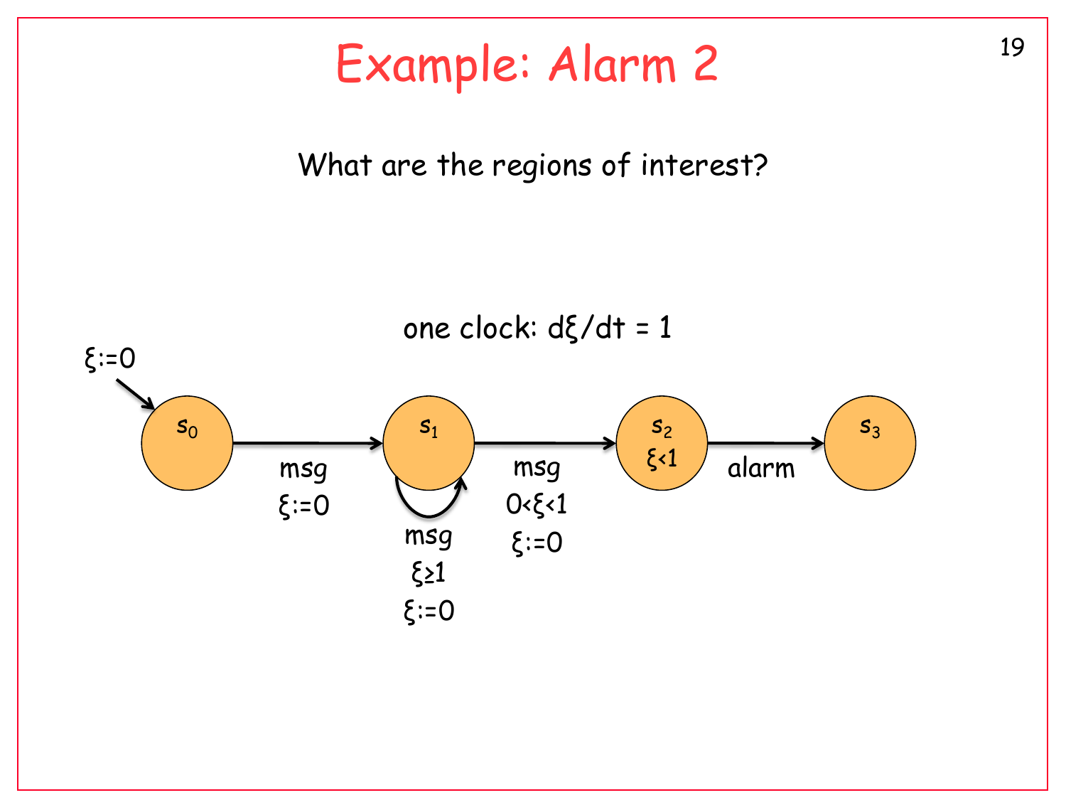# Example: Alarm 2

What are the regions of interest?

one clock: $d\xi/dt = 1$

$\xi := 0$

$s_0$

msg
$\xi := 0$

$s_1$

msg
$\xi \geq 1$
$\xi := 0$

msg
$0 < \xi < 1$
$\xi := 0$

$s_2$
$\xi < 1$

alarm

$s_3$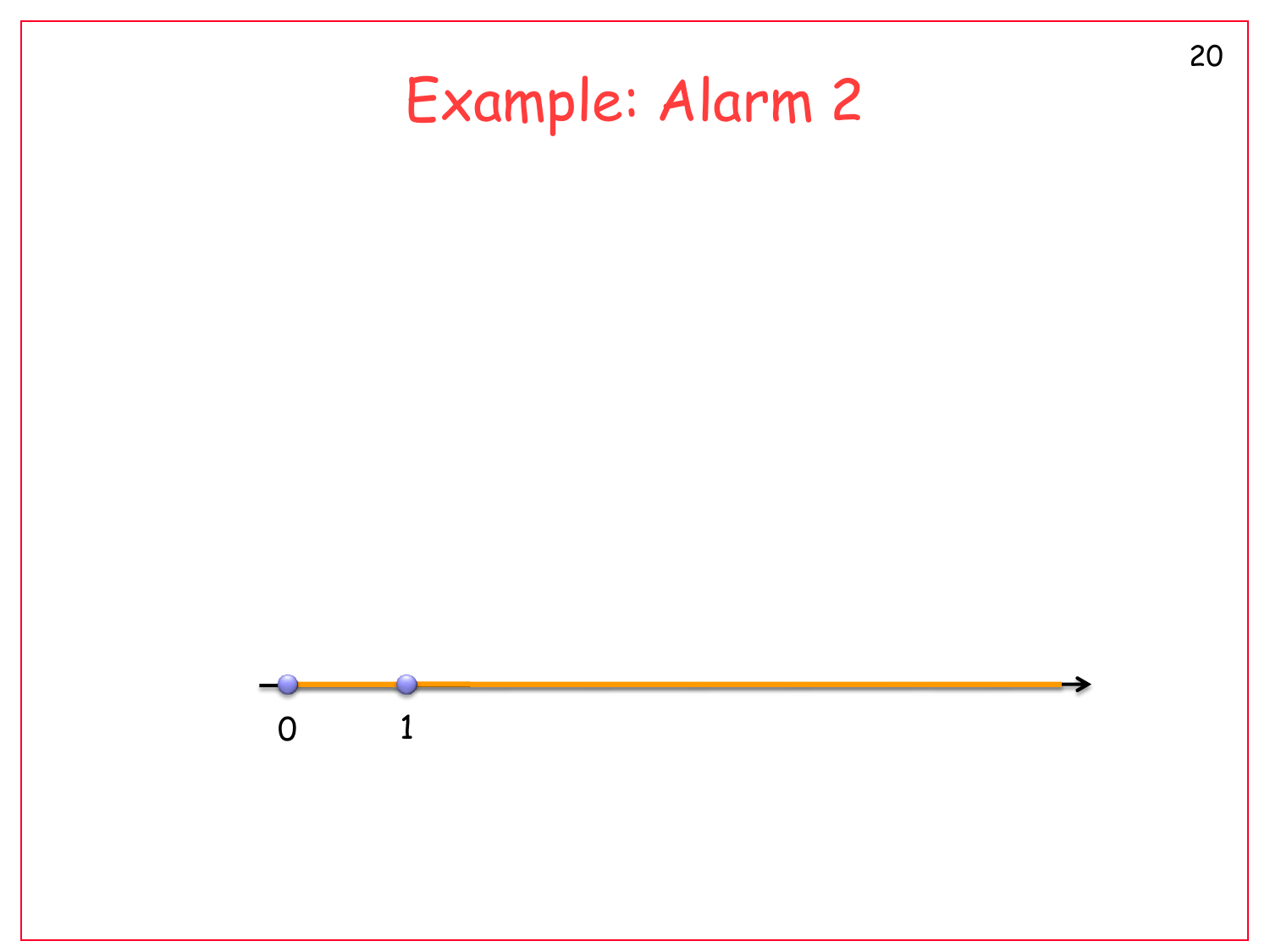# Example: Alarm 2

0 1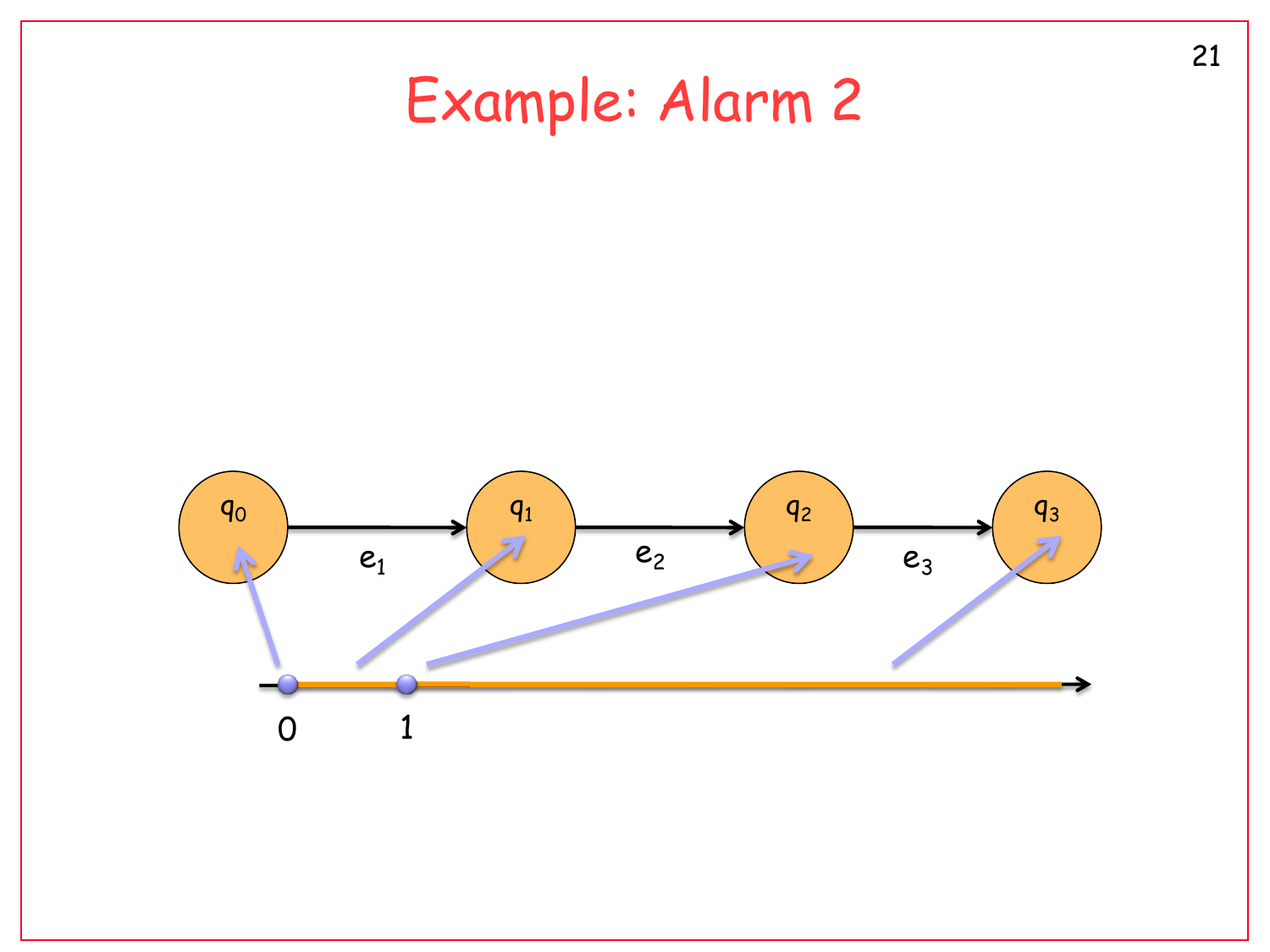# Example: Alarm 2

$q_0$ $q_1$ $q_2$ $q_3$

$e_1$ $e_2$ $e_3$

0 1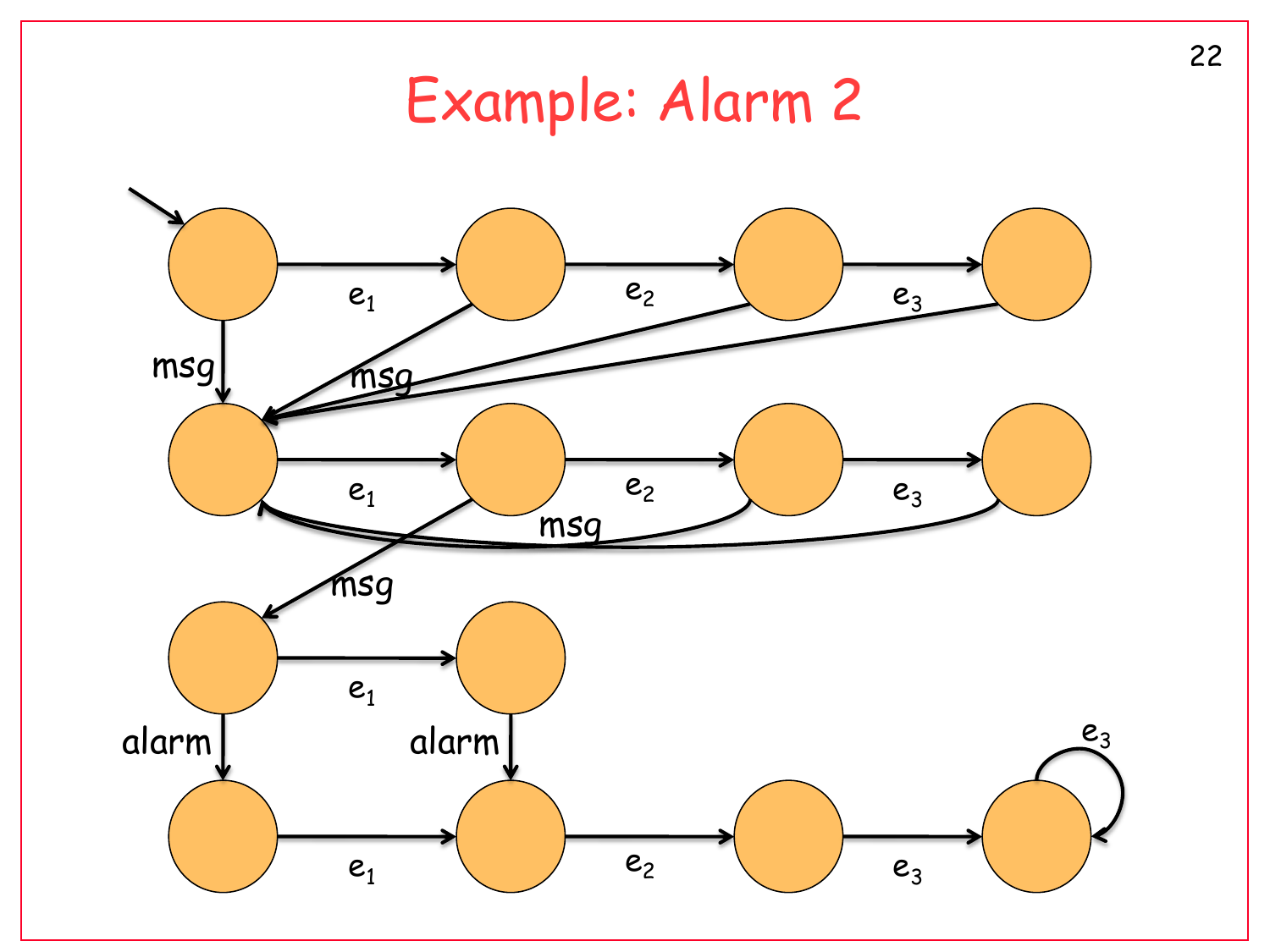# Example: Alarm 2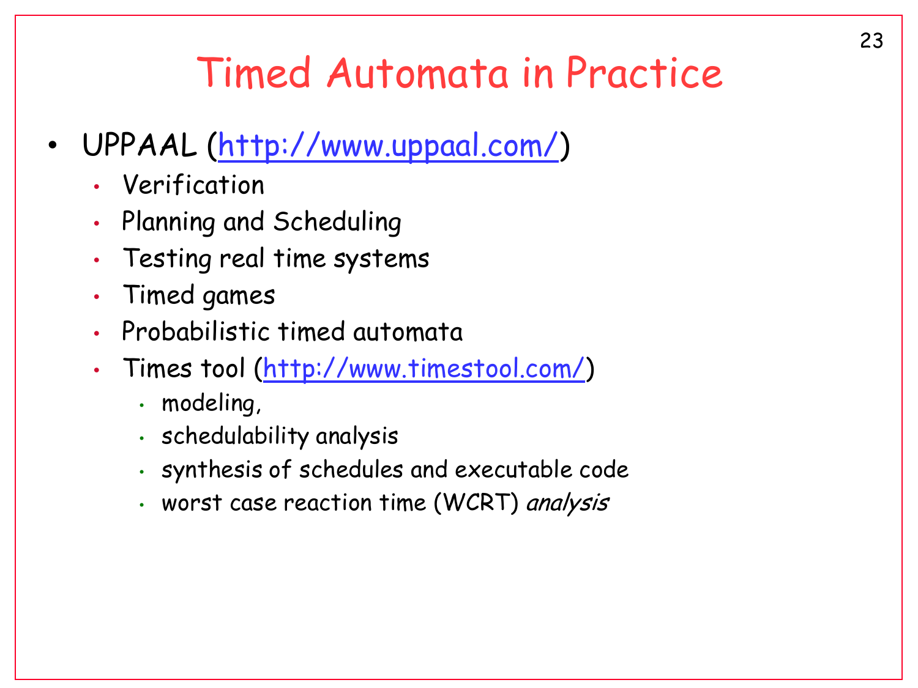# Timed Automata in Practice

- UPPAAL ([http://www.uppaal.com/](http://www.uppaal.com/))
  - Verification
  - Planning and Scheduling
  - Testing real time systems
  - Timed games
  - Probabilistic timed automata
  - Times tool ([http://www.timestool.com/](http://www.timestool.com/))
    - modeling,
    - schedulability analysis
    - synthesis of schedules and executable code
    - worst case reaction time (WCRT) *analysis*